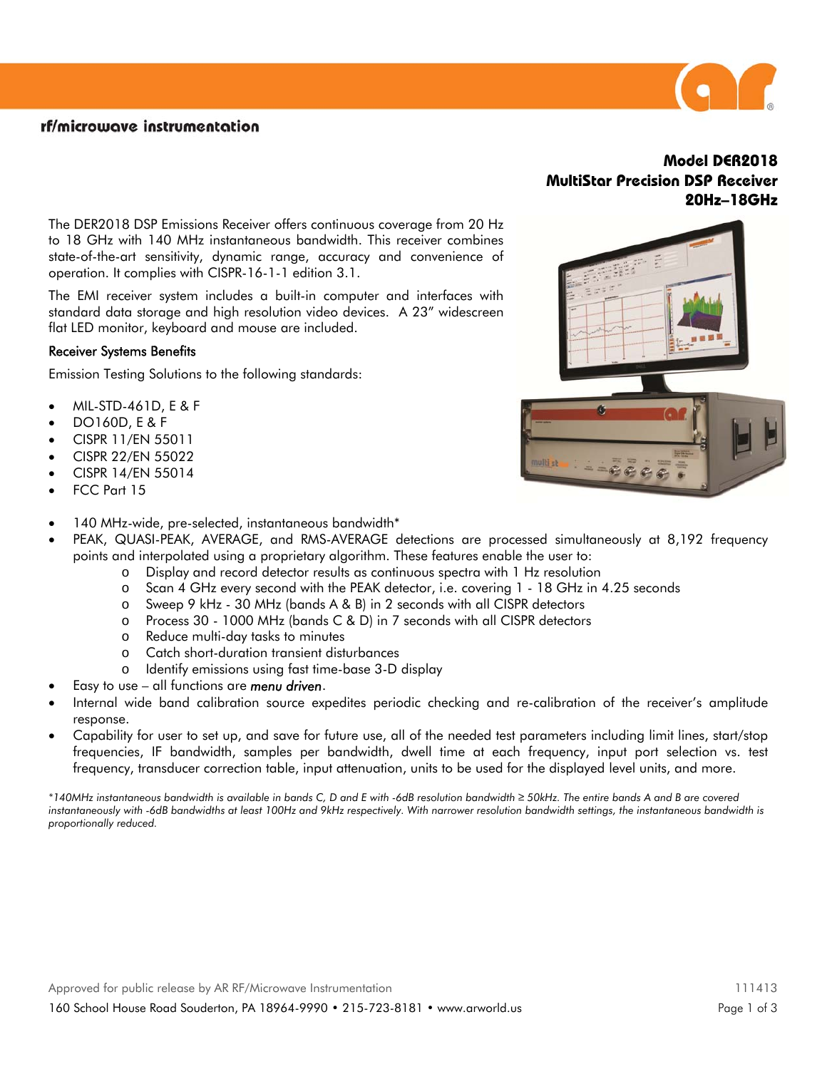rf/microwave instrumentation

# Model DER2018
# MultiStar Precision DSP Receiver
# 20Hz–18GHz

The DER2018 DSP Emissions Receiver offers continuous coverage from 20 Hz to 18 GHz with 140 MHz instantaneous bandwidth. This receiver combines state-of-the-art sensitivity, dynamic range, accuracy and convenience of operation. It complies with CISPR-16-1-1 edition 3.1.

The EMI receiver system includes a built-in computer and interfaces with standard data storage and high resolution video devices. A 23" widescreen flat LED monitor, keyboard and mouse are included.

## Receiver Systems Benefits

Emission Testing Solutions to the following standards:

- MIL-STD-461D, E & F
- DO160D, E & F
- CISPR 11/EN 55011
- CISPR 22/EN 55022
- CISPR 14/EN 55014
- FCC Part 15

- 140 MHz-wide, pre-selected, instantaneous bandwidth*
- PEAK, QUASI-PEAK, AVERAGE, and RMS-AVERAGE detections are processed simultaneously at 8,192 frequency points and interpolated using a proprietary algorithm. These features enable the user to:
  - Display and record detector results as continuous spectra with 1 Hz resolution
  - Scan 4 GHz every second with the PEAK detector, i.e. covering 1 - 18 GHz in 4.25 seconds
  - Sweep 9 kHz - 30 MHz (bands A & B) in 2 seconds with all CISPR detectors
  - Process 30 - 1000 MHz (bands C & D) in 7 seconds with all CISPR detectors
  - Reduce multi-day tasks to minutes
  - Catch short-duration transient disturbances
  - Identify emissions using fast time-base 3-D display
- Easy to use – all functions are ***menu driven***.
- Internal wide band calibration source expedites periodic checking and re-calibration of the receiver's amplitude response.
- Capability for user to set up, and save for future use, all of the needed test parameters including limit lines, start/stop frequencies, IF bandwidth, samples per bandwidth, dwell time at each frequency, input port selection vs. test frequency, transducer correction table, input attenuation, units to be used for the displayed level units, and more.

*\*140MHz instantaneous bandwidth is available in bands C, D and E with -6dB resolution bandwidth ≥ 50kHz. The entire bands A and B are covered instantaneously with -6dB bandwidths at least 100Hz and 9kHz respectively. With narrower resolution bandwidth settings, the instantaneous bandwidth is proportionally reduced.*

Approved for public release by AR RF/Microwave Instrumentation 111413

160 School House Road Souderton, PA 18964-9990 • 215-723-8181 • www.arworld.us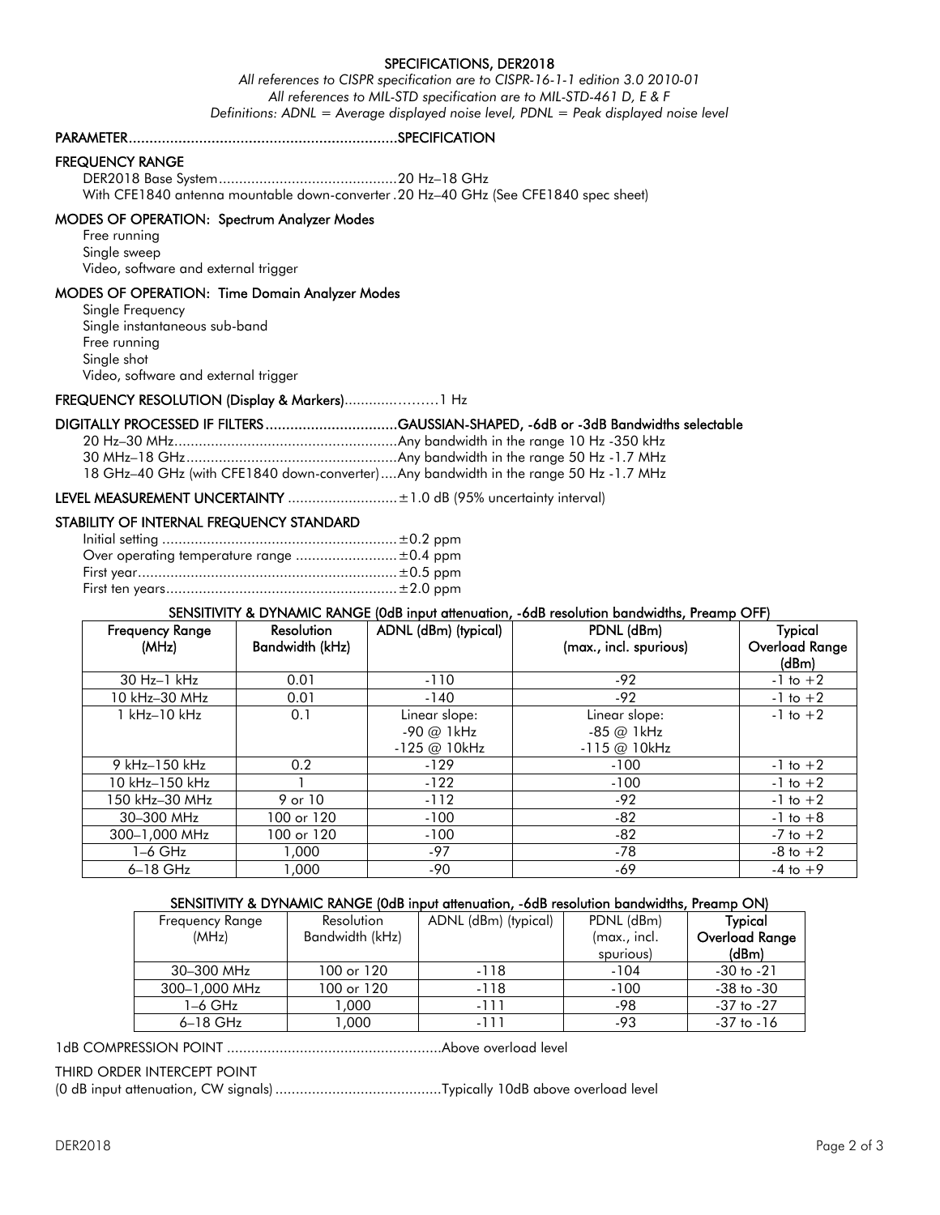# SPECIFICATIONS, DER2018

*All references to CISPR specification are to CISPR-16-1-1 edition 3.0 2010-01*
*All references to MIL-STD specification are to MIL-STD-461 D, E & F*
*Definitions: ADNL = Average displayed noise level, PDNL = Peak displayed noise level*

**PARAMETER................................................................SPECIFICATION**

**FREQUENCY RANGE**

DER2018 Base System............................................20 Hz–18 GHz
With CFE1840 antenna mountable down-converter .20 Hz–40 GHz (See CFE1840 spec sheet)

**MODES OF OPERATION: Spectrum Analyzer Modes**

Free running
Single sweep
Video, software and external trigger

**MODES OF OPERATION: Time Domain Analyzer Modes**

Single Frequency
Single instantaneous sub-band
Free running
Single shot
Video, software and external trigger

**FREQUENCY RESOLUTION (Display & Markers)**.........................1 Hz

**DIGITALLY PROCESSED IF FILTERS ................................GAUSSIAN-SHAPED, -6dB or -3dB Bandwidths selectable**

20 Hz–30 MHz......................................................Any bandwidth in the range 10 Hz -350 kHz
30 MHz–18 GHz....................................................Any bandwidth in the range 50 Hz -1.7 MHz
18 GHz–40 GHz (with CFE1840 down-converter)....Any bandwidth in the range 50 Hz -1.7 MHz

**LEVEL MEASUREMENT UNCERTAINTY** ...........................±1.0 dB (95% uncertainty interval)

**STABILITY OF INTERNAL FREQUENCY STANDARD**

Initial setting ..........................................................±0.2 ppm
Over operating temperature range .........................±0.4 ppm
First year................................................................±0.5 ppm
First ten years.........................................................±2.0 ppm

**SENSITIVITY & DYNAMIC RANGE (0dB input attenuation, -6dB resolution bandwidths, Preamp OFF)**

| Frequency Range (MHz) | Resolution Bandwidth (kHz) | ADNL (dBm) (typical) | PDNL (dBm) (max., incl. spurious) | Typical Overload Range (dBm) |
|---|---|---|---|---|
| 30 Hz–1 kHz | 0.01 | -110 | -92 | -1 to +2 |
| 10 kHz–30 MHz | 0.01 | -140 | -92 | -1 to +2 |
| 1 kHz–10 kHz | 0.1 | Linear slope: -90 @ 1kHz -125 @ 10kHz | Linear slope: -85 @ 1kHz -115 @ 10kHz | -1 to +2 |
| 9 kHz–150 kHz | 0.2 | -129 | -100 | -1 to +2 |
| 10 kHz–150 kHz | 1 | -122 | -100 | -1 to +2 |
| 150 kHz–30 MHz | 9 or 10 | -112 | -92 | -1 to +2 |
| 30–300 MHz | 100 or 120 | -100 | -82 | -1 to +8 |
| 300–1,000 MHz | 100 or 120 | -100 | -82 | -7 to +2 |
| 1–6 GHz | 1,000 | -97 | -78 | -8 to +2 |
| 6–18 GHz | 1,000 | -90 | -69 | -4 to +9 |

**SENSITIVITY & DYNAMIC RANGE (0dB input attenuation, -6dB resolution bandwidths, Preamp ON)**

| Frequency Range (MHz) | Resolution Bandwidth (kHz) | ADNL (dBm) (typical) | PDNL (dBm) (max., incl. spurious) | Typical Overload Range (dBm) |
|---|---|---|---|---|
| 30–300 MHz | 100 or 120 | -118 | -104 | -30 to -21 |
| 300–1,000 MHz | 100 or 120 | -118 | -100 | -38 to -30 |
| 1–6 GHz | 1,000 | -111 | -98 | -37 to -27 |
| 6–18 GHz | 1,000 | -111 | -93 | -37 to -16 |

1dB COMPRESSION POINT .....................................................Above overload level

THIRD ORDER INTERCEPT POINT
(0 dB input attenuation, CW signals) .........................................Typically 10dB above overload level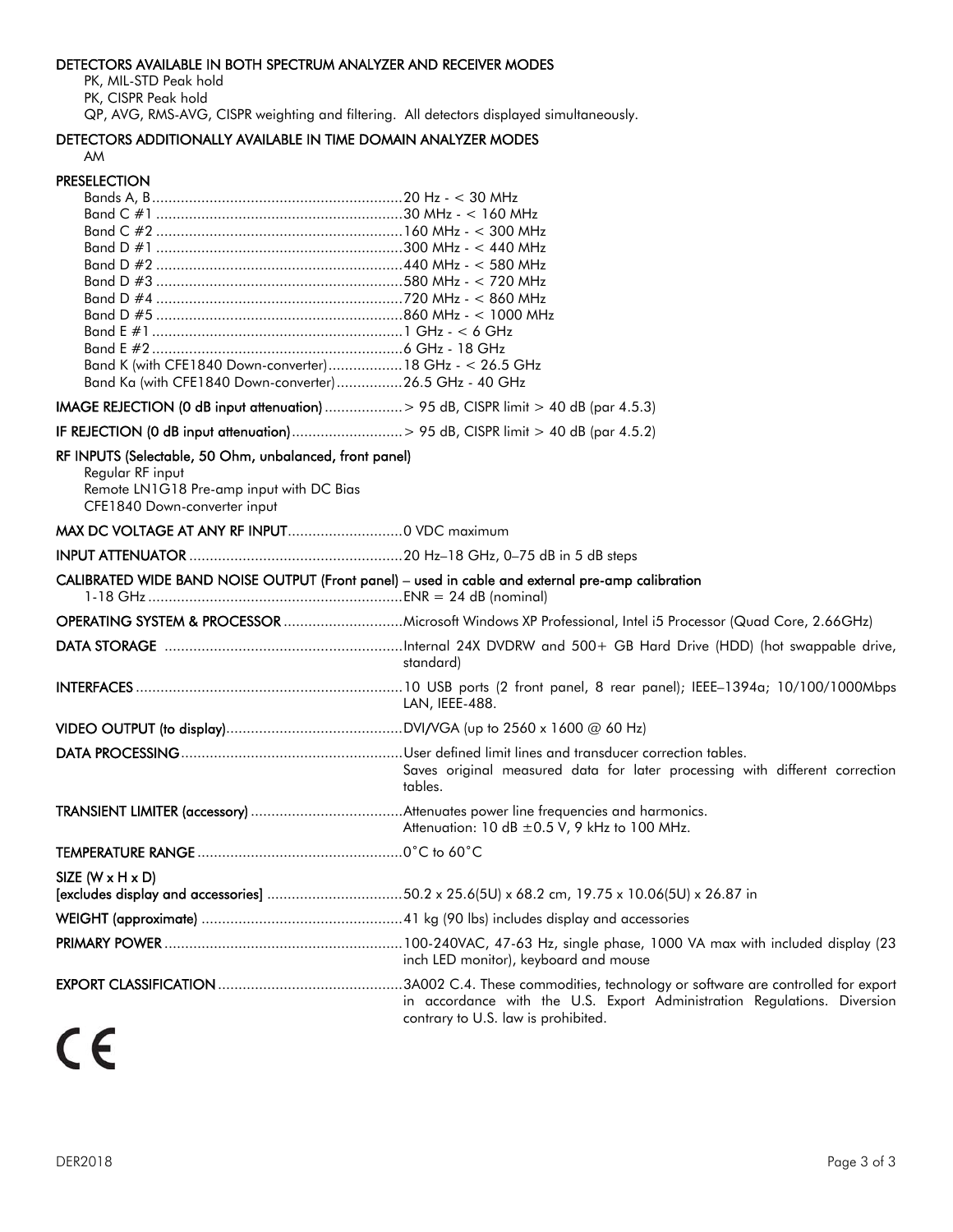## DETECTORS AVAILABLE IN BOTH SPECTRUM ANALYZER AND RECEIVER MODES

PK, MIL-STD Peak hold
PK, CISPR Peak hold
QP, AVG, RMS-AVG, CISPR weighting and filtering. All detectors displayed simultaneously.

## DETECTORS ADDITIONALLY AVAILABLE IN TIME DOMAIN ANALYZER MODES

AM

## PRESELECTION

| | |
|---|---|
| Bands A, B | 20 Hz - < 30 MHz |
| Band C #1 | 30 MHz - < 160 MHz |
| Band C #2 | 160 MHz - < 300 MHz |
| Band D #1 | 300 MHz - < 440 MHz |
| Band D #2 | 440 MHz - < 580 MHz |
| Band D #3 | 580 MHz - < 720 MHz |
| Band D #4 | 720 MHz - < 860 MHz |
| Band D #5 | 860 MHz - < 1000 MHz |
| Band E #1 | 1 GHz - < 6 GHz |
| Band E #2 | 6 GHz - 18 GHz |
| Band K (with CFE1840 Down-converter) | 18 GHz - < 26.5 GHz |
| Band Ka (with CFE1840 Down-converter) | 26.5 GHz - 40 GHz |

**IMAGE REJECTION (0 dB input attenuation)** ... > 95 dB, CISPR limit > 40 dB (par 4.5.3)

**IF REJECTION (0 dB input attenuation)** ... > 95 dB, CISPR limit > 40 dB (par 4.5.2)

## RF INPUTS (Selectable, 50 Ohm, unbalanced, front panel)

Regular RF input
Remote LN1G18 Pre-amp input with DC Bias
CFE1840 Down-converter input

**MAX DC VOLTAGE AT ANY RF INPUT** ... 0 VDC maximum

**INPUT ATTENUATOR** ... 20 Hz–18 GHz, 0–75 dB in 5 dB steps

## CALIBRATED WIDE BAND NOISE OUTPUT (Front panel) – used in cable and external pre-amp calibration

1-18 GHz ... ENR = 24 dB (nominal)

**OPERATING SYSTEM & PROCESSOR** ... Microsoft Windows XP Professional, Intel i5 Processor (Quad Core, 2.66GHz)

**DATA STORAGE** ... Internal 24X DVDRW and 500+ GB Hard Drive (HDD) (hot swappable drive, standard)

**INTERFACES** ... 10 USB ports (2 front panel, 8 rear panel); IEEE–1394a; 10/100/1000Mbps LAN, IEEE-488.

**VIDEO OUTPUT (to display)** ... DVI/VGA (up to 2560 x 1600 @ 60 Hz)

**DATA PROCESSING** ... User defined limit lines and transducer correction tables.
Saves original measured data for later processing with different correction tables.

**TRANSIENT LIMITER (accessory)** ... Attenuates power line frequencies and harmonics.
Attenuation: 10 dB ±0.5 V, 9 kHz to 100 MHz.

**TEMPERATURE RANGE** ... 0°C to 60°C

**SIZE (W x H x D)**
**[excludes display and accessories]** ... 50.2 x 25.6(5U) x 68.2 cm, 19.75 x 10.06(5U) x 26.87 in

**WEIGHT (approximate)** ... 41 kg (90 lbs) includes display and accessories

**PRIMARY POWER** ... 100-240VAC, 47-63 Hz, single phase, 1000 VA max with included display (23 inch LED monitor), keyboard and mouse

**EXPORT CLASSIFICATION** ... 3A002 C.4. These commodities, technology or software are controlled for export in accordance with the U.S. Export Administration Regulations. Diversion contrary to U.S. law is prohibited.

CE